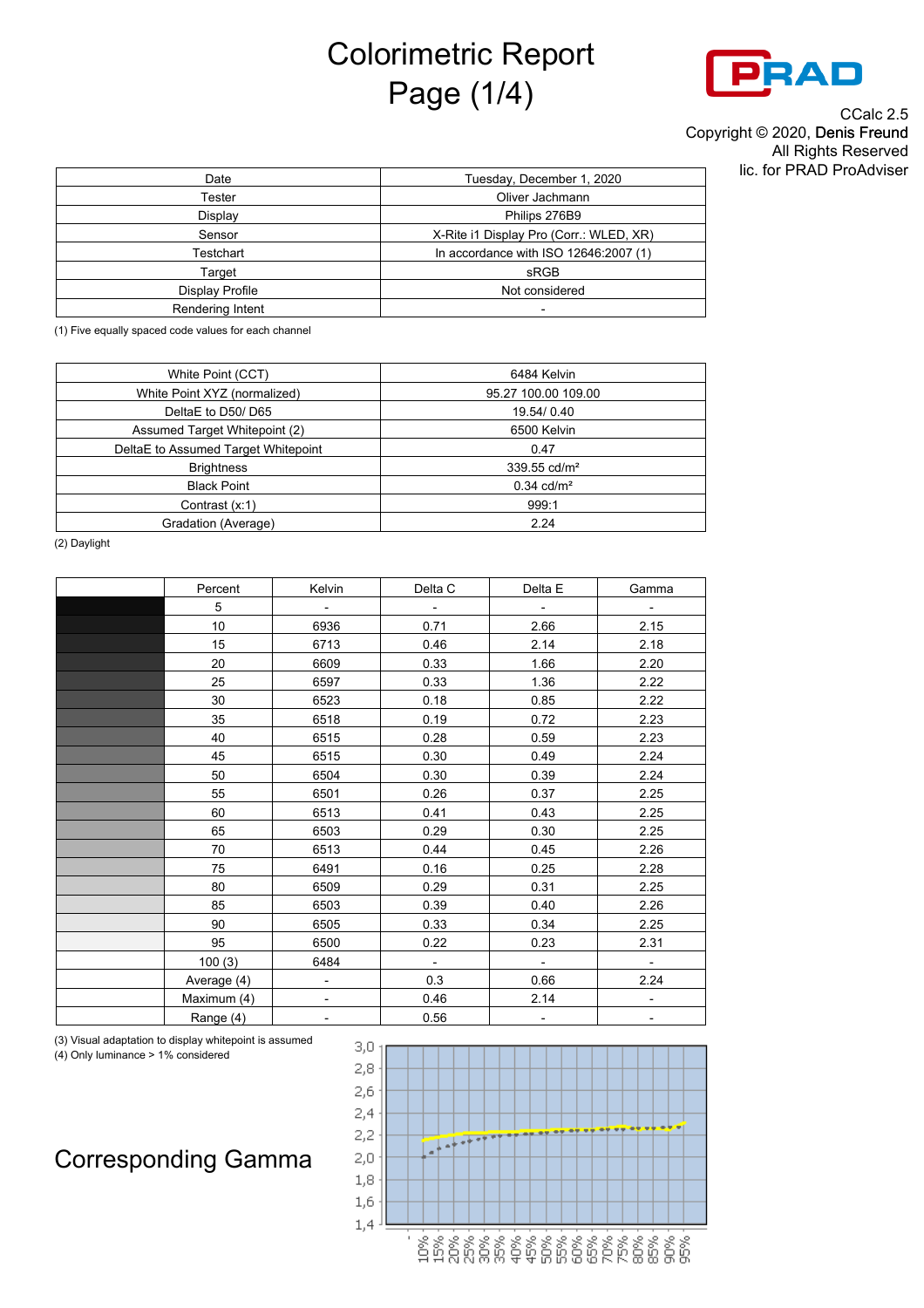# Colorimetric Report

CCalc 2.5
Copyright © 2020, Denis Freund
All Rights Reserved
lic. for PRAD ProAdviser

| Date | Tuesday, December 1, 2020 |
|---|---|
| Tester | Oliver Jachmann |
| Display | Philips 276B9 |
| Sensor | X-Rite i1 Display Pro (Corr.: WLED, XR) |
| Testchart | In accordance with ISO 12646:2007 (1) |
| Target | sRGB |
| Display Profile | Not considered |
| Rendering Intent | - |

(1) Five equally spaced code values for each channel

| White Point (CCT) | 6484 Kelvin |
|---|---|
| White Point XYZ (normalized) | 95.27 100.00 109.00 |
| DeltaE to D50/ D65 | 19.54/ 0.40 |
| Assumed Target Whitepoint (2) | 6500 Kelvin |
| DeltaE to Assumed Target Whitepoint | 0.47 |
| Brightness | 339.55 cd/m² |
| Black Point | 0.34 cd/m² |
| Contrast (x:1) | 999:1 |
| Gradation (Average) | 2.24 |

(2) Daylight

| | Percent | Kelvin | Delta C | Delta E | Gamma |
|---|---|---|---|---|---|
| | 5 | - | - | - | - |
| | 10 | 6936 | 0.71 | 2.66 | 2.15 |
| | 15 | 6713 | 0.46 | 2.14 | 2.18 |
| | 20 | 6609 | 0.33 | 1.66 | 2.20 |
| | 25 | 6597 | 0.33 | 1.36 | 2.22 |
| | 30 | 6523 | 0.18 | 0.85 | 2.22 |
| | 35 | 6518 | 0.19 | 0.72 | 2.23 |
| | 40 | 6515 | 0.28 | 0.59 | 2.23 |
| | 45 | 6515 | 0.30 | 0.49 | 2.24 |
| | 50 | 6504 | 0.30 | 0.39 | 2.24 |
| | 55 | 6501 | 0.26 | 0.37 | 2.25 |
| | 60 | 6513 | 0.41 | 0.43 | 2.25 |
| | 65 | 6503 | 0.29 | 0.30 | 2.25 |
| | 70 | 6513 | 0.44 | 0.45 | 2.26 |
| | 75 | 6491 | 0.16 | 0.25 | 2.28 |
| | 80 | 6509 | 0.29 | 0.31 | 2.25 |
| | 85 | 6503 | 0.39 | 0.40 | 2.26 |
| | 90 | 6505 | 0.33 | 0.34 | 2.25 |
| | 95 | 6500 | 0.22 | 0.23 | 2.31 |
| | 100 (3) | 6484 | - | - | - |
| | Average (4) | - | 0.3 | 0.66 | 2.24 |
| | Maximum (4) | - | 0.46 | 2.14 | - |
| | Range (4) | - | 0.56 | - | - |

(3) Visual adaptation to display whitepoint is assumed
(4) Only luminance > 1% considered

## Corresponding Gamma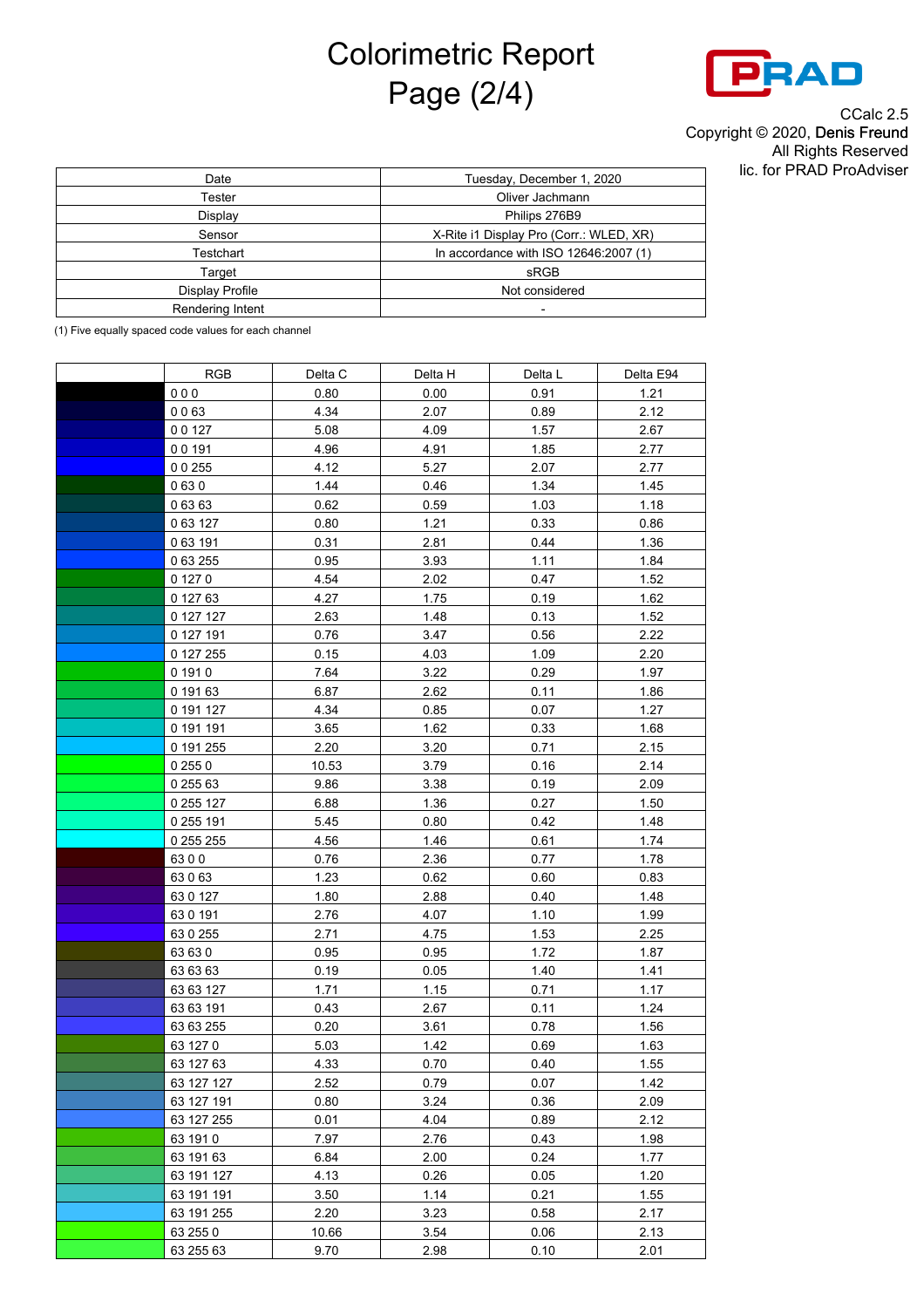# Colorimetric Report
# Page (2/4)

CCalc 2.5
Copyright © 2020, Denis Freund
All Rights Reserved
lic. for PRAD ProAdviser

| | |
|---|---|
| Date | Tuesday, December 1, 2020 |
| Tester | Oliver Jachmann |
| Display | Philips 276B9 |
| Sensor | X-Rite i1 Display Pro (Corr.: WLED, XR) |
| Testchart | In accordance with ISO 12646:2007 (1) |
| Target | sRGB |
| Display Profile | Not considered |
| Rendering Intent | - |

(1) Five equally spaced code values for each channel

| | RGB | Delta C | Delta H | Delta L | Delta E94 |
|---|---|---|---|---|---|
| | 0 0 0 | 0.80 | 0.00 | 0.91 | 1.21 |
| | 0 0 63 | 4.34 | 2.07 | 0.89 | 2.12 |
| | 0 0 127 | 5.08 | 4.09 | 1.57 | 2.67 |
| | 0 0 191 | 4.96 | 4.91 | 1.85 | 2.77 |
| | 0 0 255 | 4.12 | 5.27 | 2.07 | 2.77 |
| | 0 63 0 | 1.44 | 0.46 | 1.34 | 1.45 |
| | 0 63 63 | 0.62 | 0.59 | 1.03 | 1.18 |
| | 0 63 127 | 0.80 | 1.21 | 0.33 | 0.86 |
| | 0 63 191 | 0.31 | 2.81 | 0.44 | 1.36 |
| | 0 63 255 | 0.95 | 3.93 | 1.11 | 1.84 |
| | 0 127 0 | 4.54 | 2.02 | 0.47 | 1.52 |
| | 0 127 63 | 4.27 | 1.75 | 0.19 | 1.62 |
| | 0 127 127 | 2.63 | 1.48 | 0.13 | 1.52 |
| | 0 127 191 | 0.76 | 3.47 | 0.56 | 2.22 |
| | 0 127 255 | 0.15 | 4.03 | 1.09 | 2.20 |
| | 0 191 0 | 7.64 | 3.22 | 0.29 | 1.97 |
| | 0 191 63 | 6.87 | 2.62 | 0.11 | 1.86 |
| | 0 191 127 | 4.34 | 0.85 | 0.07 | 1.27 |
| | 0 191 191 | 3.65 | 1.62 | 0.33 | 1.68 |
| | 0 191 255 | 2.20 | 3.20 | 0.71 | 2.15 |
| | 0 255 0 | 10.53 | 3.79 | 0.16 | 2.14 |
| | 0 255 63 | 9.86 | 3.38 | 0.19 | 2.09 |
| | 0 255 127 | 6.88 | 1.36 | 0.27 | 1.50 |
| | 0 255 191 | 5.45 | 0.80 | 0.42 | 1.48 |
| | 0 255 255 | 4.56 | 1.46 | 0.61 | 1.74 |
| | 63 0 0 | 0.76 | 2.36 | 0.77 | 1.78 |
| | 63 0 63 | 1.23 | 0.62 | 0.60 | 0.83 |
| | 63 0 127 | 1.80 | 2.88 | 0.40 | 1.48 |
| | 63 0 191 | 2.76 | 4.07 | 1.10 | 1.99 |
| | 63 0 255 | 2.71 | 4.75 | 1.53 | 2.25 |
| | 63 63 0 | 0.95 | 0.95 | 1.72 | 1.87 |
| | 63 63 63 | 0.19 | 0.05 | 1.40 | 1.41 |
| | 63 63 127 | 1.71 | 1.15 | 0.71 | 1.17 |
| | 63 63 191 | 0.43 | 2.67 | 0.11 | 1.24 |
| | 63 63 255 | 0.20 | 3.61 | 0.78 | 1.56 |
| | 63 127 0 | 5.03 | 1.42 | 0.69 | 1.63 |
| | 63 127 63 | 4.33 | 0.70 | 0.40 | 1.55 |
| | 63 127 127 | 2.52 | 0.79 | 0.07 | 1.42 |
| | 63 127 191 | 0.80 | 3.24 | 0.36 | 2.09 |
| | 63 127 255 | 0.01 | 4.04 | 0.89 | 2.12 |
| | 63 191 0 | 7.97 | 2.76 | 0.43 | 1.98 |
| | 63 191 63 | 6.84 | 2.00 | 0.24 | 1.77 |
| | 63 191 127 | 4.13 | 0.26 | 0.05 | 1.20 |
| | 63 191 191 | 3.50 | 1.14 | 0.21 | 1.55 |
| | 63 191 255 | 2.20 | 3.23 | 0.58 | 2.17 |
| | 63 255 0 | 10.66 | 3.54 | 0.06 | 2.13 |
| | 63 255 63 | 9.70 | 2.98 | 0.10 | 2.01 |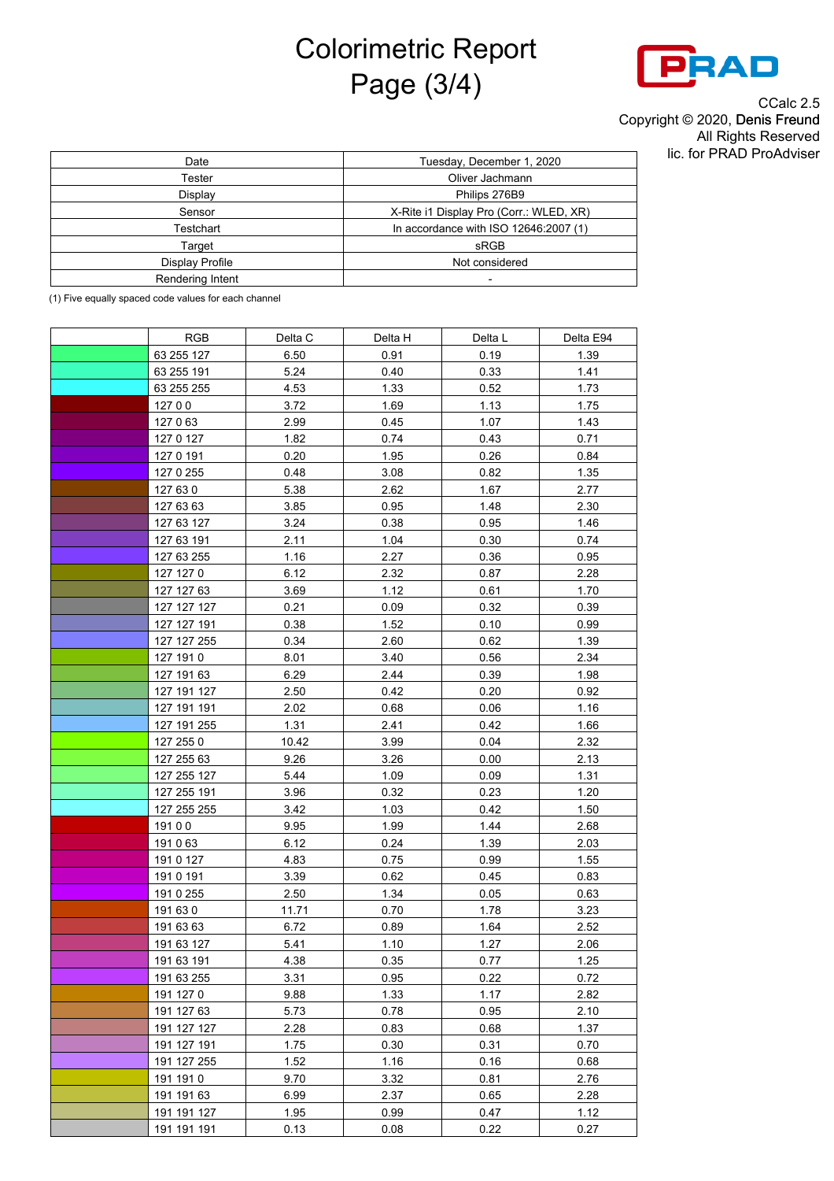# Colorimetric Report
# Page (3/4)

CCalc 2.5
Copyright © 2020, Denis Freund
All Rights Reserved
lic. for PRAD ProAdviser

| Date | Tuesday, December 1, 2020 |
|---|---|
| Tester | Oliver Jachmann |
| Display | Philips 276B9 |
| Sensor | X-Rite i1 Display Pro (Corr.: WLED, XR) |
| Testchart | In accordance with ISO 12646:2007 (1) |
| Target | sRGB |
| Display Profile | Not considered |
| Rendering Intent | - |

(1) Five equally spaced code values for each channel

| | RGB | Delta C | Delta H | Delta L | Delta E94 |
|---|---|---|---|---|---|
| | 63 255 127 | 6.50 | 0.91 | 0.19 | 1.39 |
| | 63 255 191 | 5.24 | 0.40 | 0.33 | 1.41 |
| | 63 255 255 | 4.53 | 1.33 | 0.52 | 1.73 |
| | 127 0 0 | 3.72 | 1.69 | 1.13 | 1.75 |
| | 127 0 63 | 2.99 | 0.45 | 1.07 | 1.43 |
| | 127 0 127 | 1.82 | 0.74 | 0.43 | 0.71 |
| | 127 0 191 | 0.20 | 1.95 | 0.26 | 0.84 |
| | 127 0 255 | 0.48 | 3.08 | 0.82 | 1.35 |
| | 127 63 0 | 5.38 | 2.62 | 1.67 | 2.77 |
| | 127 63 63 | 3.85 | 0.95 | 1.48 | 2.30 |
| | 127 63 127 | 3.24 | 0.38 | 0.95 | 1.46 |
| | 127 63 191 | 2.11 | 1.04 | 0.30 | 0.74 |
| | 127 63 255 | 1.16 | 2.27 | 0.36 | 0.95 |
| | 127 127 0 | 6.12 | 2.32 | 0.87 | 2.28 |
| | 127 127 63 | 3.69 | 1.12 | 0.61 | 1.70 |
| | 127 127 127 | 0.21 | 0.09 | 0.32 | 0.39 |
| | 127 127 191 | 0.38 | 1.52 | 0.10 | 0.99 |
| | 127 127 255 | 0.34 | 2.60 | 0.62 | 1.39 |
| | 127 191 0 | 8.01 | 3.40 | 0.56 | 2.34 |
| | 127 191 63 | 6.29 | 2.44 | 0.39 | 1.98 |
| | 127 191 127 | 2.50 | 0.42 | 0.20 | 0.92 |
| | 127 191 191 | 2.02 | 0.68 | 0.06 | 1.16 |
| | 127 191 255 | 1.31 | 2.41 | 0.42 | 1.66 |
| | 127 255 0 | 10.42 | 3.99 | 0.04 | 2.32 |
| | 127 255 63 | 9.26 | 3.26 | 0.00 | 2.13 |
| | 127 255 127 | 5.44 | 1.09 | 0.09 | 1.31 |
| | 127 255 191 | 3.96 | 0.32 | 0.23 | 1.20 |
| | 127 255 255 | 3.42 | 1.03 | 0.42 | 1.50 |
| | 191 0 0 | 9.95 | 1.99 | 1.44 | 2.68 |
| | 191 0 63 | 6.12 | 0.24 | 1.39 | 2.03 |
| | 191 0 127 | 4.83 | 0.75 | 0.99 | 1.55 |
| | 191 0 191 | 3.39 | 0.62 | 0.45 | 0.83 |
| | 191 0 255 | 2.50 | 1.34 | 0.05 | 0.63 |
| | 191 63 0 | 11.71 | 0.70 | 1.78 | 3.23 |
| | 191 63 63 | 6.72 | 0.89 | 1.64 | 2.52 |
| | 191 63 127 | 5.41 | 1.10 | 1.27 | 2.06 |
| | 191 63 191 | 4.38 | 0.35 | 0.77 | 1.25 |
| | 191 63 255 | 3.31 | 0.95 | 0.22 | 0.72 |
| | 191 127 0 | 9.88 | 1.33 | 1.17 | 2.82 |
| | 191 127 63 | 5.73 | 0.78 | 0.95 | 2.10 |
| | 191 127 127 | 2.28 | 0.83 | 0.68 | 1.37 |
| | 191 127 191 | 1.75 | 0.30 | 0.31 | 0.70 |
| | 191 127 255 | 1.52 | 1.16 | 0.16 | 0.68 |
| | 191 191 0 | 9.70 | 3.32 | 0.81 | 2.76 |
| | 191 191 63 | 6.99 | 2.37 | 0.65 | 2.28 |
| | 191 191 127 | 1.95 | 0.99 | 0.47 | 1.12 |
| | 191 191 191 | 0.13 | 0.08 | 0.22 | 0.27 |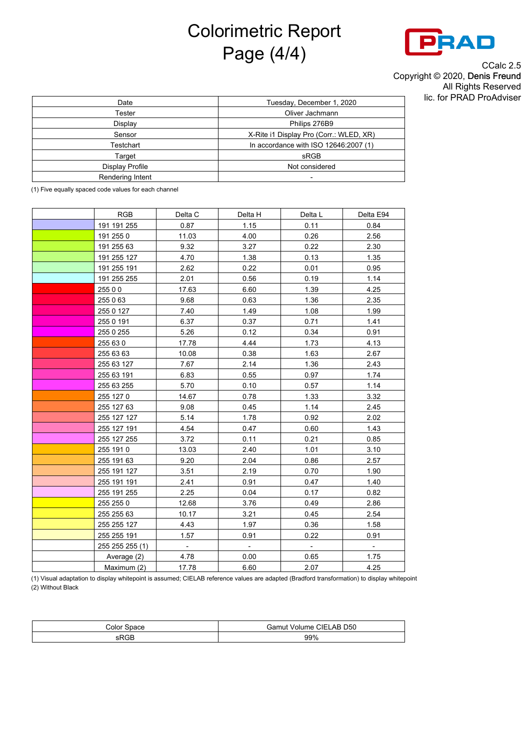# Colorimetric Report
# Page (4/4)

CCalc 2.5
Copyright © 2020, Denis Freund
All Rights Reserved
lic. for PRAD ProAdviser

| | |
|---|---|
| Date | Tuesday, December 1, 2020 |
| Tester | Oliver Jachmann |
| Display | Philips 276B9 |
| Sensor | X-Rite i1 Display Pro (Corr.: WLED, XR) |
| Testchart | In accordance with ISO 12646:2007 (1) |
| Target | sRGB |
| Display Profile | Not considered |
| Rendering Intent | - |

(1) Five equally spaced code values for each channel

| | RGB | Delta C | Delta H | Delta L | Delta E94 |
|---|---|---|---|---|---|
| | 191 191 255 | 0.87 | 1.15 | 0.11 | 0.84 |
| | 191 255 0 | 11.03 | 4.00 | 0.26 | 2.56 |
| | 191 255 63 | 9.32 | 3.27 | 0.22 | 2.30 |
| | 191 255 127 | 4.70 | 1.38 | 0.13 | 1.35 |
| | 191 255 191 | 2.62 | 0.22 | 0.01 | 0.95 |
| | 191 255 255 | 2.01 | 0.56 | 0.19 | 1.14 |
| | 255 0 0 | 17.63 | 6.60 | 1.39 | 4.25 |
| | 255 0 63 | 9.68 | 0.63 | 1.36 | 2.35 |
| | 255 0 127 | 7.40 | 1.49 | 1.08 | 1.99 |
| | 255 0 191 | 6.37 | 0.37 | 0.71 | 1.41 |
| | 255 0 255 | 5.26 | 0.12 | 0.34 | 0.91 |
| | 255 63 0 | 17.78 | 4.44 | 1.73 | 4.13 |
| | 255 63 63 | 10.08 | 0.38 | 1.63 | 2.67 |
| | 255 63 127 | 7.67 | 2.14 | 1.36 | 2.43 |
| | 255 63 191 | 6.83 | 0.55 | 0.97 | 1.74 |
| | 255 63 255 | 5.70 | 0.10 | 0.57 | 1.14 |
| | 255 127 0 | 14.67 | 0.78 | 1.33 | 3.32 |
| | 255 127 63 | 9.08 | 0.45 | 1.14 | 2.45 |
| | 255 127 127 | 5.14 | 1.78 | 0.92 | 2.02 |
| | 255 127 191 | 4.54 | 0.47 | 0.60 | 1.43 |
| | 255 127 255 | 3.72 | 0.11 | 0.21 | 0.85 |
| | 255 191 0 | 13.03 | 2.40 | 1.01 | 3.10 |
| | 255 191 63 | 9.20 | 2.04 | 0.86 | 2.57 |
| | 255 191 127 | 3.51 | 2.19 | 0.70 | 1.90 |
| | 255 191 191 | 2.41 | 0.91 | 0.47 | 1.40 |
| | 255 191 255 | 2.25 | 0.04 | 0.17 | 0.82 |
| | 255 255 0 | 12.68 | 3.76 | 0.49 | 2.86 |
| | 255 255 63 | 10.17 | 3.21 | 0.45 | 2.54 |
| | 255 255 127 | 4.43 | 1.97 | 0.36 | 1.58 |
| | 255 255 191 | 1.57 | 0.91 | 0.22 | 0.91 |
| | 255 255 255 (1) | - | - | - | - |
| | Average (2) | 4.78 | 0.00 | 0.65 | 1.75 |
| | Maximum (2) | 17.78 | 6.60 | 2.07 | 4.25 |

(1) Visual adaptation to display whitepoint is assumed; CIELAB reference values are adapted (Bradford transformation) to display whitepoint
(2) Without Black

| Color Space | Gamut Volume CIELAB D50 |
|---|---|
| sRGB | 99% |